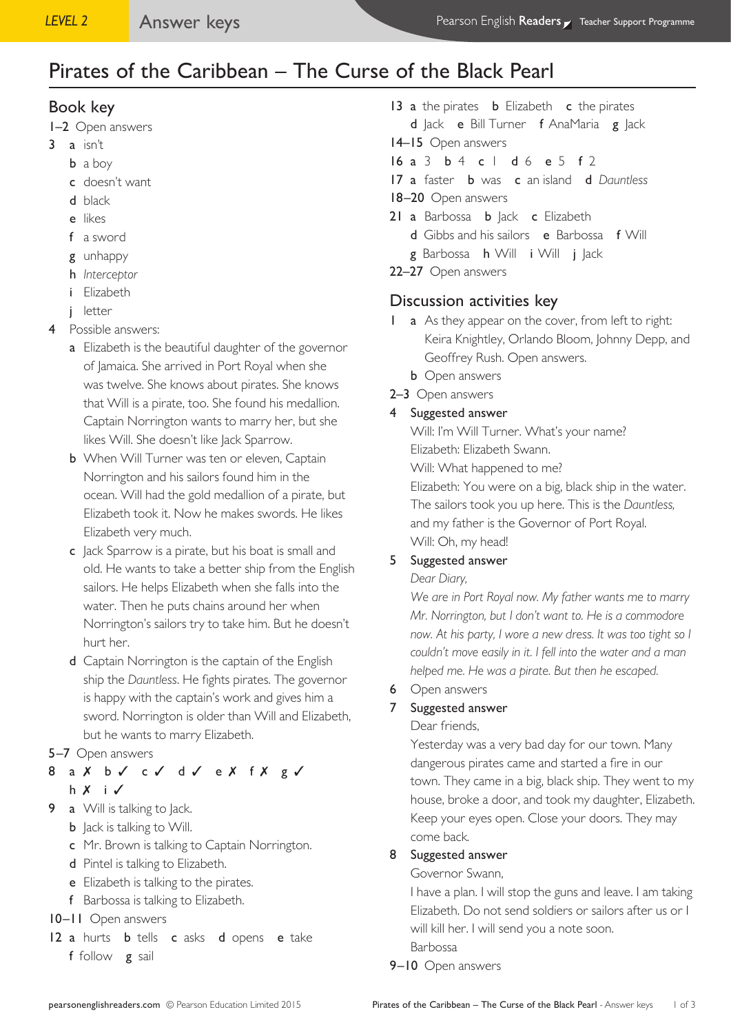# Pirates of the Caribbean – The Curse of the Black Pearl

## Book key

1–2 Open answers

3
- a isn't
- b a boy
- c doesn't want
- d black
- e likes
- f a sword
- g unhappy
- h *Interceptor*
- i Elizabeth
- j letter

4 Possible answers:
- a Elizabeth is the beautiful daughter of the governor of Jamaica. She arrived in Port Royal when she was twelve. She knows about pirates. She knows that Will is a pirate, too. She found his medallion. Captain Norrington wants to marry her, but she likes Will. She doesn't like Jack Sparrow.
- b When Will Turner was ten or eleven, Captain Norrington and his sailors found him in the ocean. Will had the gold medallion of a pirate, but Elizabeth took it. Now he makes swords. He likes Elizabeth very much.
- c Jack Sparrow is a pirate, but his boat is small and old. He wants to take a better ship from the English sailors. He helps Elizabeth when she falls into the water. Then he puts chains around her when Norrington's sailors try to take him. But he doesn't hurt her.
- d Captain Norrington is the captain of the English ship the *Dauntless*. He fights pirates. The governor is happy with the captain's work and gives him a sword. Norrington is older than Will and Elizabeth, but he wants to marry Elizabeth.

5–7 Open answers

8 a ✗ b ✓ c ✓ d ✓ e ✗ f ✗ g ✓ h ✗ i ✓

9
- a Will is talking to Jack.
- b Jack is talking to Will.
- c Mr. Brown is talking to Captain Norrington.
- d Pintel is talking to Elizabeth.
- e Elizabeth is talking to the pirates.
- f Barbossa is talking to Elizabeth.

10–11 Open answers

12 a hurts b tells c asks d opens e take f follow g sail

13 a the pirates b Elizabeth c the pirates d Jack e Bill Turner f AnaMaria g Jack

14–15 Open answers

16 a 3 b 4 c 1 d 6 e 5 f 2

17 a faster b was c an island d *Dauntless*

18–20 Open answers

21 a Barbossa b Jack c Elizabeth d Gibbs and his sailors e Barbossa f Will g Barbossa h Will i Will j Jack

22–27 Open answers

## Discussion activities key

1
- a As they appear on the cover, from left to right: Keira Knightley, Orlando Bloom, Johnny Depp, and Geoffrey Rush. Open answers.
- b Open answers

2–3 Open answers

4 Suggested answer

Will: I'm Will Turner. What's your name?
Elizabeth: Elizabeth Swann.
Will: What happened to me?
Elizabeth: You were on a big, black ship in the water. The sailors took you up here. This is the *Dauntless*, and my father is the Governor of Port Royal.
Will: Oh, my head!

5 Suggested answer

*Dear Diary,*
*We are in Port Royal now. My father wants me to marry Mr. Norrington, but I don't want to. He is a commodore now. At his party, I wore a new dress. It was too tight so I couldn't move easily in it. I fell into the water and a man helped me. He was a pirate. But then he escaped.*

6 Open answers

7 Suggested answer

Dear friends,
Yesterday was a very bad day for our town. Many dangerous pirates came and started a fire in our town. They came in a big, black ship. They went to my house, broke a door, and took my daughter, Elizabeth. Keep your eyes open. Close your doors. They may come back.

8 Suggested answer

Governor Swann,
I have a plan. I will stop the guns and leave. I am taking Elizabeth. Do not send soldiers or sailors after us or I will kill her. I will send you a note soon.
Barbossa

9–10 Open answers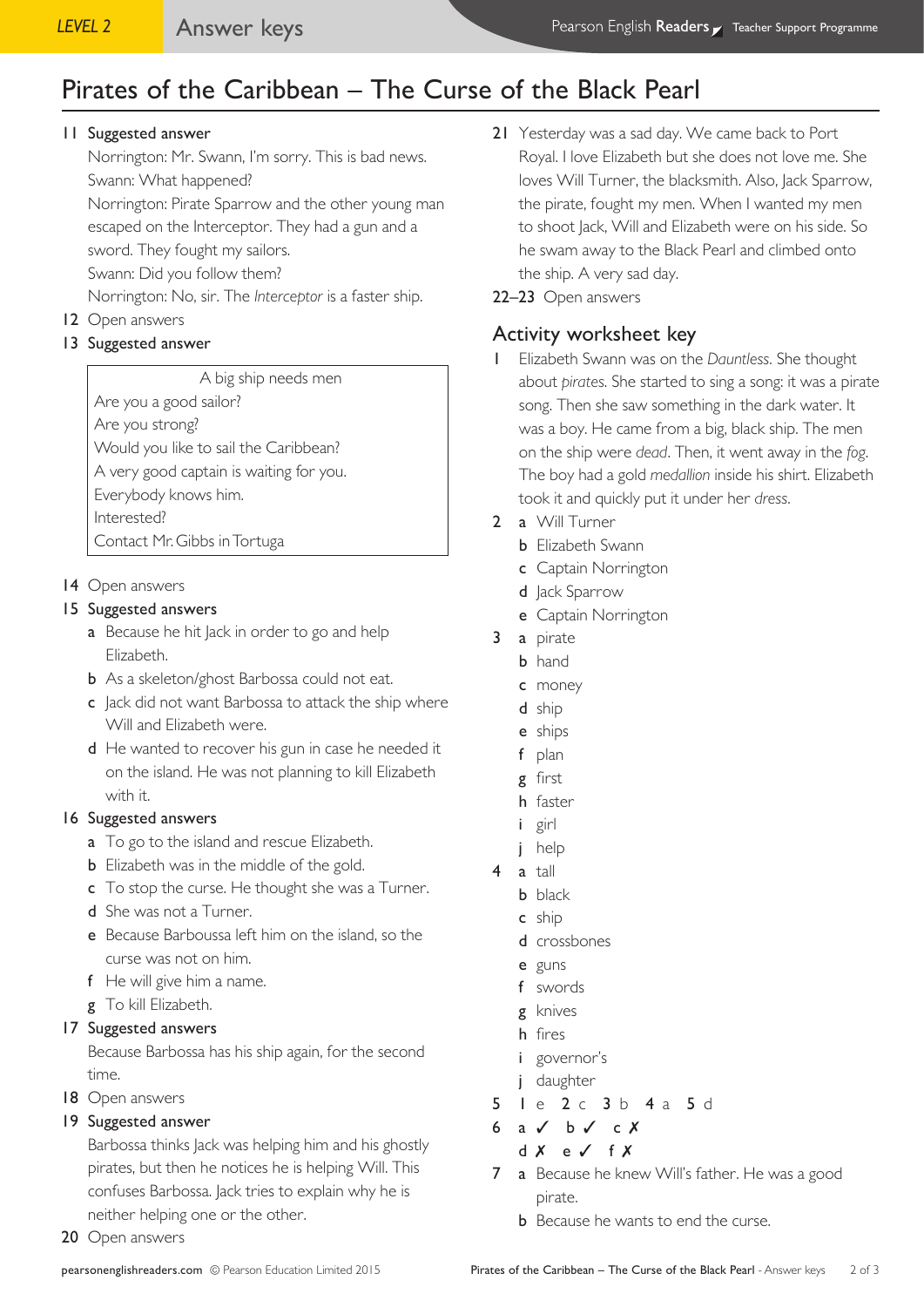# Pirates of the Caribbean – The Curse of the Black Pearl

**11 Suggested answer**

Norrington: Mr. Swann, I'm sorry. This is bad news.
Swann: What happened?
Norrington: Pirate Sparrow and the other young man escaped on the Interceptor. They had a gun and a sword. They fought my sailors.
Swann: Did you follow them?
Norrington: No, sir. The *Interceptor* is a faster ship.

**12** Open answers

**13 Suggested answer**

| A big ship needs men |
|---|
| Are you a good sailor? |
| Are you strong? |
| Would you like to sail the Caribbean? |
| A very good captain is waiting for you. |
| Everybody knows him. |
| Interested? |
| Contact Mr. Gibbs in Tortuga |

**14** Open answers

**15 Suggested answers**

**a** Because he hit Jack in order to go and help Elizabeth.
**b** As a skeleton/ghost Barbossa could not eat.
**c** Jack did not want Barbossa to attack the ship where Will and Elizabeth were.
**d** He wanted to recover his gun in case he needed it on the island. He was not planning to kill Elizabeth with it.

**16 Suggested answers**

**a** To go to the island and rescue Elizabeth.
**b** Elizabeth was in the middle of the gold.
**c** To stop the curse. He thought she was a Turner.
**d** She was not a Turner.
**e** Because Barboussa left him on the island, so the curse was not on him.
**f** He will give him a name.
**g** To kill Elizabeth.

**17 Suggested answers**

Because Barbossa has his ship again, for the second time.

**18** Open answers

**19 Suggested answer**

Barbossa thinks Jack was helping him and his ghostly pirates, but then he notices he is helping Will. This confuses Barbossa. Jack tries to explain why he is neither helping one or the other.

**20** Open answers

**21** Yesterday was a sad day. We came back to Port Royal. I love Elizabeth but she does not love me. She loves Will Turner, the blacksmith. Also, Jack Sparrow, the pirate, fought my men. When I wanted my men to shoot Jack, Will and Elizabeth were on his side. So he swam away to the Black Pearl and climbed onto the ship. A very sad day.

**22–23** Open answers

## Activity worksheet key

**1** Elizabeth Swann was on the *Dauntless*. She thought about *pirates*. She started to sing a song: it was a pirate song. Then she saw something in the dark water. It was a boy. He came from a big, black ship. The men on the ship were *dead*. Then, it went away in the *fog*. The boy had a gold *medallion* inside his shirt. Elizabeth took it and quickly put it under her *dress*.

**2**
**a** Will Turner
**b** Elizabeth Swann
**c** Captain Norrington
**d** Jack Sparrow
**e** Captain Norrington

**3**
**a** pirate
**b** hand
**c** money
**d** ship
**e** ships
**f** plan
**g** first
**h** faster
**i** girl
**j** help

**4**
**a** tall
**b** black
**c** ship
**d** crossbones
**e** guns
**f** swords
**g** knives
**h** fires
**i** governor's
**j** daughter

**5** **1** e **2** c **3** b **4** a **5** d

**6** a ✓ b ✓ c ✗
d ✗ e ✓ f ✗

**7**
**a** Because he knew Will's father. He was a good pirate.
**b** Because he wants to end the curse.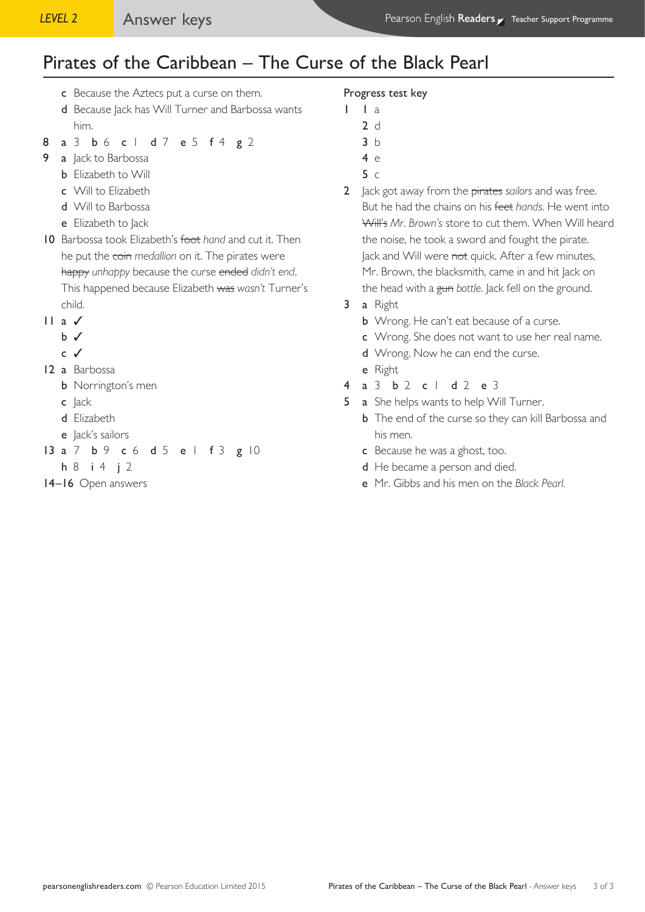# Pirates of the Caribbean – The Curse of the Black Pearl

- **c** Because the Aztecs put a curse on them.
- **d** Because Jack has Will Turner and Barbossa wants him.

**8** **a** 3 **b** 6 **c** 1 **d** 7 **e** 5 **f** 4 **g** 2

**9**
- **a** Jack to Barbossa
- **b** Elizabeth to Will
- **c** Will to Elizabeth
- **d** Will to Barbossa
- **e** Elizabeth to Jack

**10** Barbossa took Elizabeth's ~~foot~~ *hand* and cut it. Then he put the ~~coin~~ *medallion* on it. The pirates were ~~happy~~ *unhappy* because the curse ~~ended~~ *didn't end*. This happened because Elizabeth ~~was~~ *wasn't* Turner's child.

**11**
- a ✓
- b ✓
- c ✓

**12**
- **a** Barbossa
- **b** Norrington's men
- **c** Jack
- **d** Elizabeth
- **e** Jack's sailors

**13** **a** 7 **b** 9 **c** 6 **d** 5 **e** 1 **f** 3 **g** 10 **h** 8 **i** 4 **j** 2

**14–16** Open answers

## Progress test key

**1**
- **1** a
- **2** d
- **3** b
- **4** e
- **5** c

**2** Jack got away from the ~~pirates~~ *sailors* and was free. But he had the chains on his ~~feet~~ *hands*. He went into ~~Will's~~ *Mr. Brown's* store to cut them. When Will heard the noise, he took a sword and fought the pirate. Jack and Will were ~~not~~ quick. After a few minutes, Mr. Brown, the blacksmith, came in and hit Jack on the head with a ~~gun~~ *bottle*. Jack fell on the ground.

**3**
- **a** Right
- **b** Wrong. He can't eat because of a curse.
- **c** Wrong. She does not want to use her real name.
- **d** Wrong. Now he can end the curse.
- **e** Right

**4** **a** 3 **b** 2 **c** 1 **d** 2 **e** 3

**5**
- **a** She helps wants to help Will Turner.
- **b** The end of the curse so they can kill Barbossa and his men.
- **c** Because he was a ghost, too.
- **d** He became a person and died.
- **e** Mr. Gibbs and his men on the *Black Pearl*.